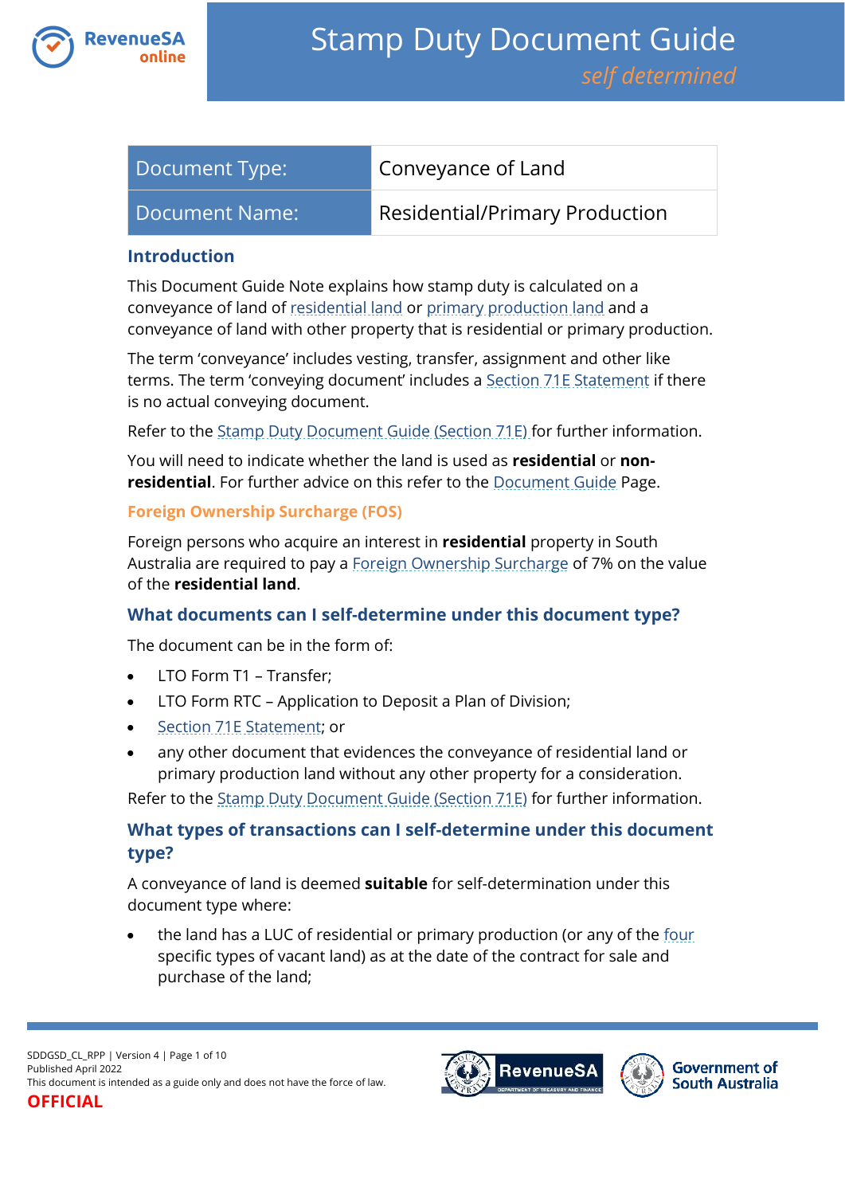# Stamp Duty Document Guide

*self determined*

| Document Type: | Conveyance of Land |
|---|---|
| Document Name: | Residential/Primary Production |

## Introduction

This Document Guide Note explains how stamp duty is calculated on a conveyance of land of residential land or primary production land and a conveyance of land with other property that is residential or primary production.

The term 'conveyance' includes vesting, transfer, assignment and other like terms. The term 'conveying document' includes a Section 71E Statement if there is no actual conveying document.

Refer to the Stamp Duty Document Guide (Section 71E) for further information.

You will need to indicate whether the land is used as **residential** or **non-residential**. For further advice on this refer to the Document Guide Page.

### Foreign Ownership Surcharge (FOS)

Foreign persons who acquire an interest in **residential** property in South Australia are required to pay a Foreign Ownership Surcharge of 7% on the value of the **residential land**.

## What documents can I self-determine under this document type?

The document can be in the form of:

- LTO Form T1 – Transfer;
- LTO Form RTC – Application to Deposit a Plan of Division;
- Section 71E Statement; or
- any other document that evidences the conveyance of residential land or primary production land without any other property for a consideration.

Refer to the Stamp Duty Document Guide (Section 71E) for further information.

## What types of transactions can I self-determine under this document type?

A conveyance of land is deemed **suitable** for self-determination under this document type where:

- the land has a LUC of residential or primary production (or any of the four specific types of vacant land) as at the date of the contract for sale and purchase of the land;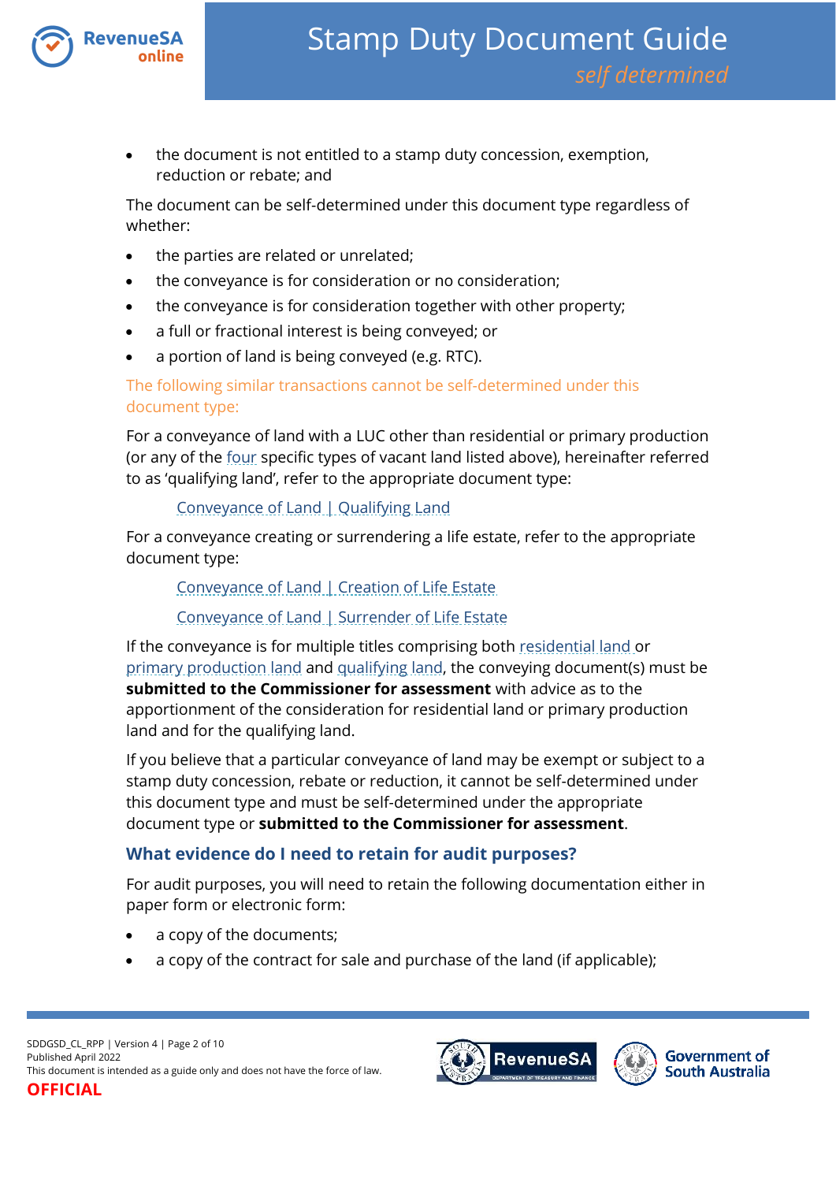- the document is not entitled to a stamp duty concession, exemption, reduction or rebate; and

The document can be self-determined under this document type regardless of whether:

- the parties are related or unrelated;
- the conveyance is for consideration or no consideration;
- the conveyance is for consideration together with other property;
- a full or fractional interest is being conveyed; or
- a portion of land is being conveyed (e.g. RTC).

The following similar transactions cannot be self-determined under this document type:

For a conveyance of land with a LUC other than residential or primary production (or any of the four specific types of vacant land listed above), hereinafter referred to as 'qualifying land', refer to the appropriate document type:

Conveyance of Land | Qualifying Land

For a conveyance creating or surrendering a life estate, refer to the appropriate document type:

Conveyance of Land | Creation of Life Estate

Conveyance of Land | Surrender of Life Estate

If the conveyance is for multiple titles comprising both residential land or primary production land and qualifying land, the conveying document(s) must be **submitted to the Commissioner for assessment** with advice as to the apportionment of the consideration for residential land or primary production land and for the qualifying land.

If you believe that a particular conveyance of land may be exempt or subject to a stamp duty concession, rebate or reduction, it cannot be self-determined under this document type and must be self-determined under the appropriate document type or **submitted to the Commissioner for assessment**.

## What evidence do I need to retain for audit purposes?

For audit purposes, you will need to retain the following documentation either in paper form or electronic form:

- a copy of the documents;
- a copy of the contract for sale and purchase of the land (if applicable);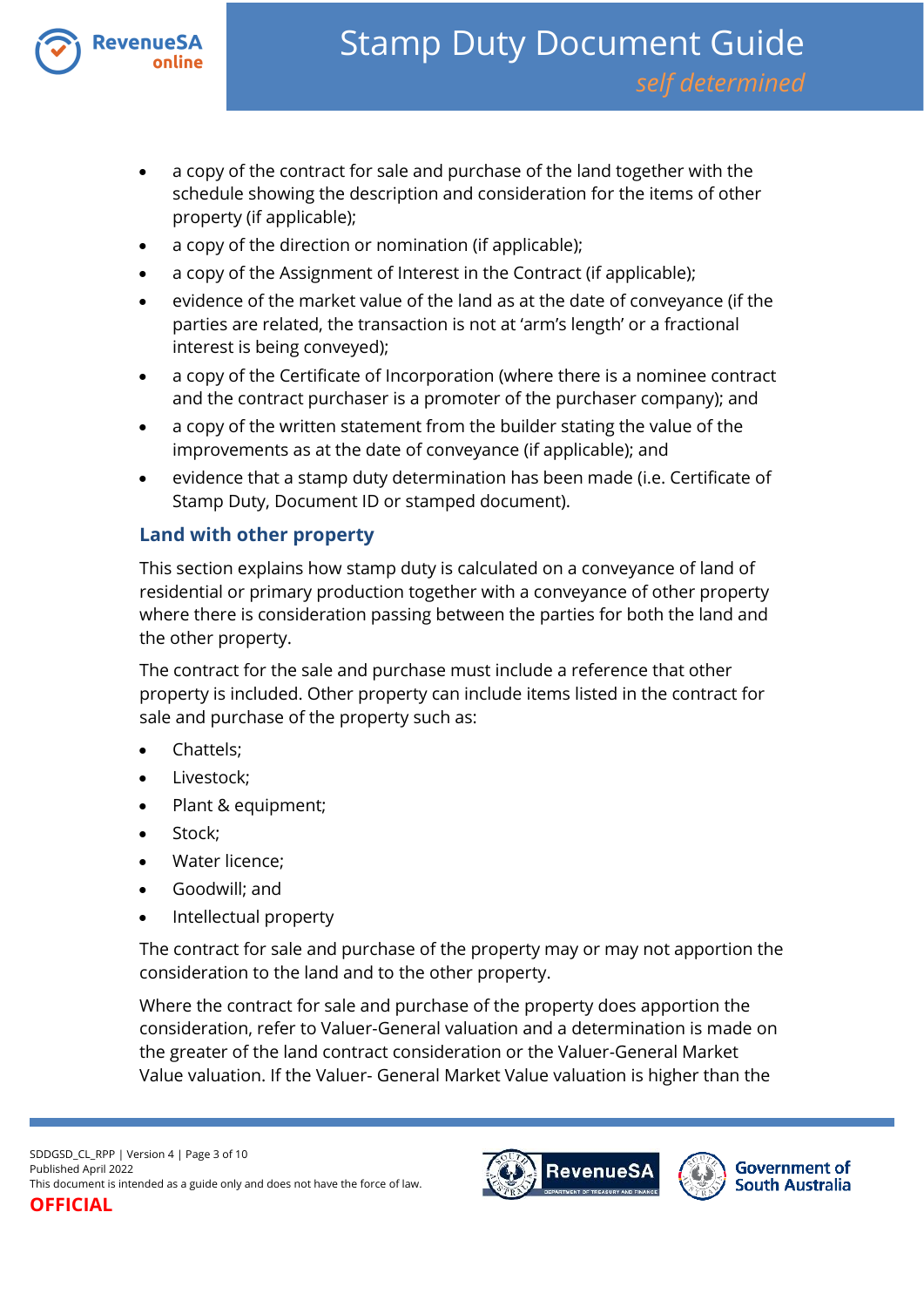- a copy of the contract for sale and purchase of the land together with the schedule showing the description and consideration for the items of other property (if applicable);
- a copy of the direction or nomination (if applicable);
- a copy of the Assignment of Interest in the Contract (if applicable);
- evidence of the market value of the land as at the date of conveyance (if the parties are related, the transaction is not at 'arm's length' or a fractional interest is being conveyed);
- a copy of the Certificate of Incorporation (where there is a nominee contract and the contract purchaser is a promoter of the purchaser company); and
- a copy of the written statement from the builder stating the value of the improvements as at the date of conveyance (if applicable); and
- evidence that a stamp duty determination has been made (i.e. Certificate of Stamp Duty, Document ID or stamped document).

## Land with other property

This section explains how stamp duty is calculated on a conveyance of land of residential or primary production together with a conveyance of other property where there is consideration passing between the parties for both the land and the other property.

The contract for the sale and purchase must include a reference that other property is included. Other property can include items listed in the contract for sale and purchase of the property such as:

- Chattels;
- Livestock;
- Plant & equipment;
- Stock;
- Water licence;
- Goodwill; and
- Intellectual property

The contract for sale and purchase of the property may or may not apportion the consideration to the land and to the other property.

Where the contract for sale and purchase of the property does apportion the consideration, refer to Valuer-General valuation and a determination is made on the greater of the land contract consideration or the Valuer-General Market Value valuation. If the Valuer- General Market Value valuation is higher than the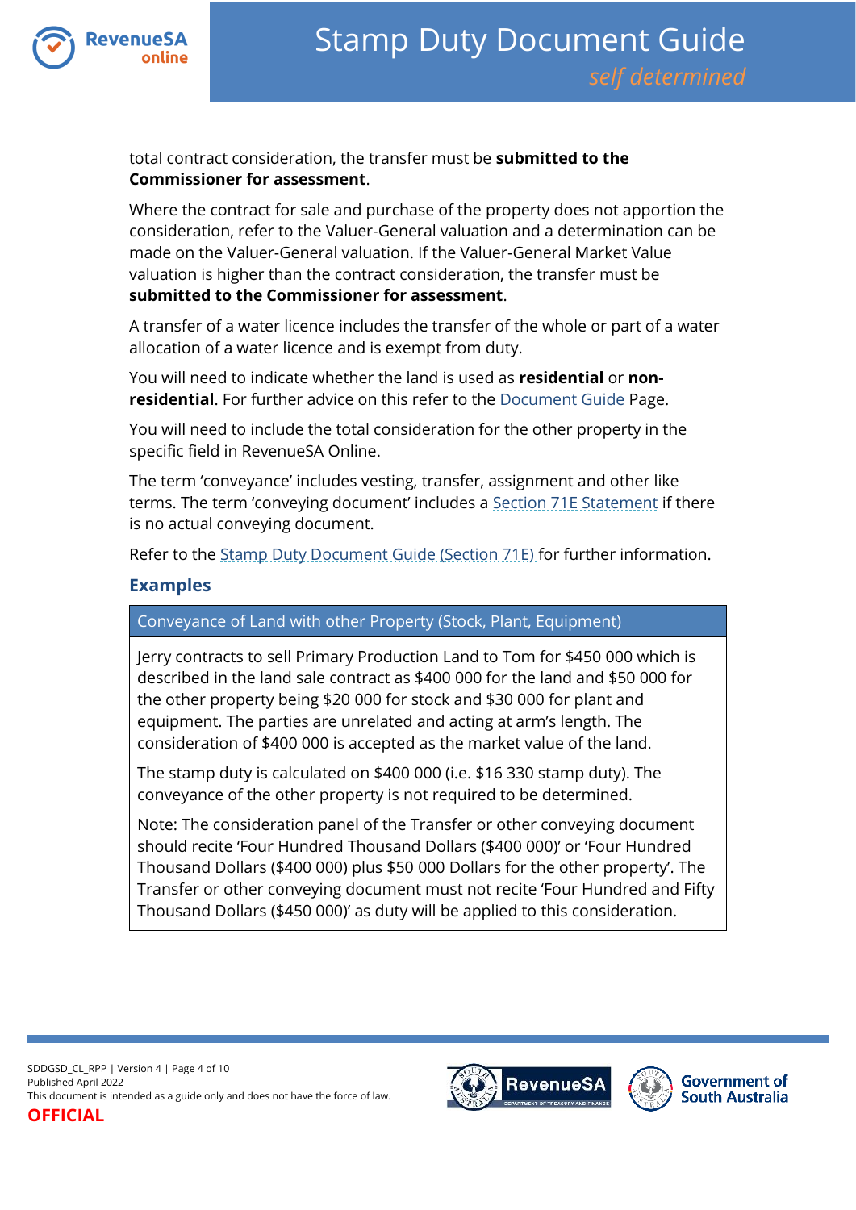total contract consideration, the transfer must be **submitted to the Commissioner for assessment**.

Where the contract for sale and purchase of the property does not apportion the consideration, refer to the Valuer-General valuation and a determination can be made on the Valuer-General valuation. If the Valuer-General Market Value valuation is higher than the contract consideration, the transfer must be **submitted to the Commissioner for assessment**.

A transfer of a water licence includes the transfer of the whole or part of a water allocation of a water licence and is exempt from duty.

You will need to indicate whether the land is used as **residential** or **non-residential**. For further advice on this refer to the Document Guide Page.

You will need to include the total consideration for the other property in the specific field in RevenueSA Online.

The term 'conveyance' includes vesting, transfer, assignment and other like terms. The term 'conveying document' includes a Section 71E Statement if there is no actual conveying document.

Refer to the Stamp Duty Document Guide (Section 71E) for further information.

## Examples

| Conveyance of Land with other Property (Stock, Plant, Equipment) |
|---|
| Jerry contracts to sell Primary Production Land to Tom for $450 000 which is described in the land sale contract as $400 000 for the land and $50 000 for the other property being $20 000 for stock and $30 000 for plant and equipment. The parties are unrelated and acting at arm's length. The consideration of $400 000 is accepted as the market value of the land.<br><br>The stamp duty is calculated on $400 000 (i.e. $16 330 stamp duty). The conveyance of the other property is not required to be determined.<br><br>Note: The consideration panel of the Transfer or other conveying document should recite 'Four Hundred Thousand Dollars ($400 000)' or 'Four Hundred Thousand Dollars ($400 000) plus $50 000 Dollars for the other property'. The Transfer or other conveying document must not recite 'Four Hundred and Fifty Thousand Dollars ($450 000)' as duty will be applied to this consideration. |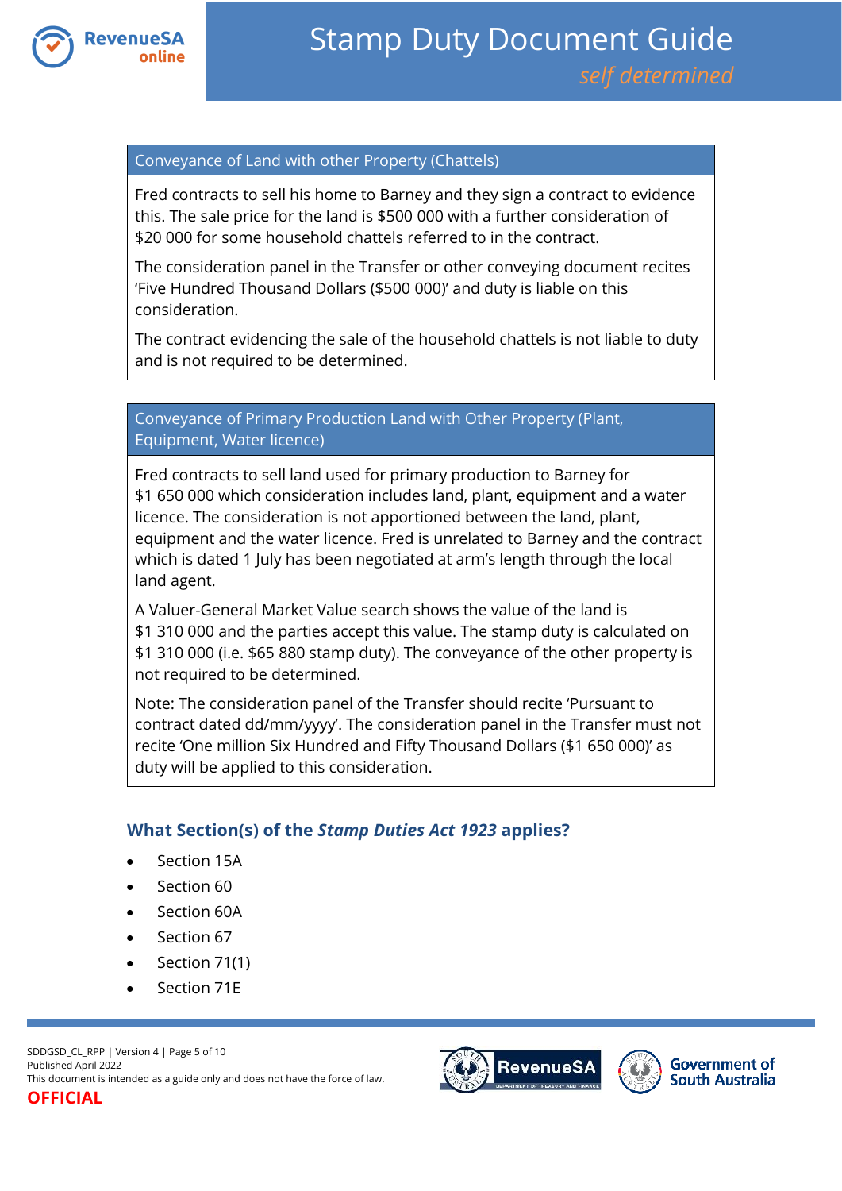### Conveyance of Land with other Property (Chattels)

Fred contracts to sell his home to Barney and they sign a contract to evidence this. The sale price for the land is $500 000 with a further consideration of $20 000 for some household chattels referred to in the contract.

The consideration panel in the Transfer or other conveying document recites 'Five Hundred Thousand Dollars ($500 000)' and duty is liable on this consideration.

The contract evidencing the sale of the household chattels is not liable to duty and is not required to be determined.

### Conveyance of Primary Production Land with Other Property (Plant, Equipment, Water licence)

Fred contracts to sell land used for primary production to Barney for $1 650 000 which consideration includes land, plant, equipment and a water licence. The consideration is not apportioned between the land, plant, equipment and the water licence. Fred is unrelated to Barney and the contract which is dated 1 July has been negotiated at arm's length through the local land agent.

A Valuer-General Market Value search shows the value of the land is $1 310 000 and the parties accept this value. The stamp duty is calculated on $1 310 000 (i.e. $65 880 stamp duty). The conveyance of the other property is not required to be determined.

Note: The consideration panel of the Transfer should recite 'Pursuant to contract dated dd/mm/yyyy'. The consideration panel in the Transfer must not recite 'One million Six Hundred and Fifty Thousand Dollars ($1 650 000)' as duty will be applied to this consideration.

## What Section(s) of the *Stamp Duties Act 1923* applies?

- Section 15A
- Section 60
- Section 60A
- Section 67
- Section 71(1)
- Section 71E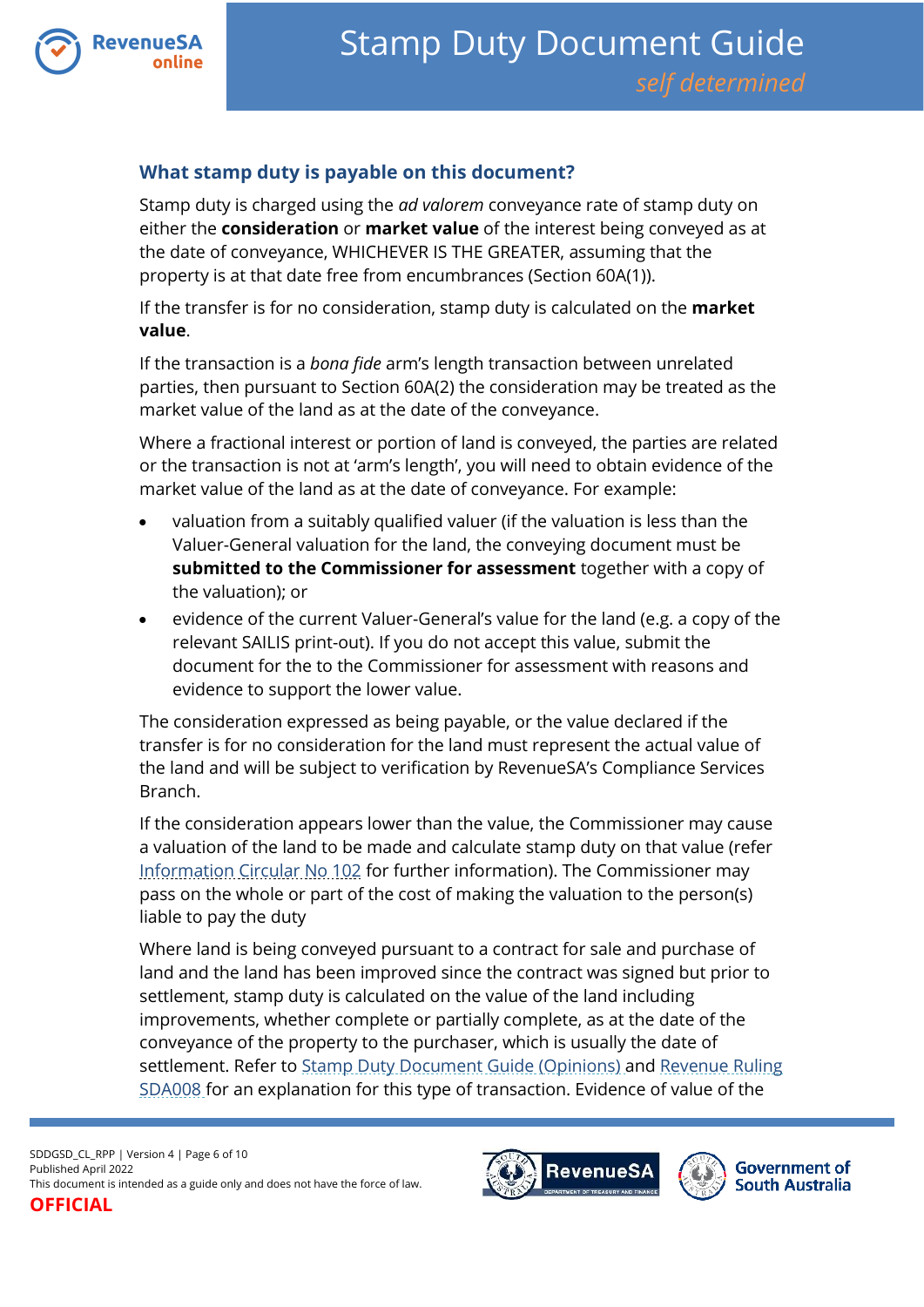## What stamp duty is payable on this document?

Stamp duty is charged using the *ad valorem* conveyance rate of stamp duty on either the **consideration** or **market value** of the interest being conveyed as at the date of conveyance, WHICHEVER IS THE GREATER, assuming that the property is at that date free from encumbrances (Section 60A(1)).

If the transfer is for no consideration, stamp duty is calculated on the **market value**.

If the transaction is a *bona fide* arm's length transaction between unrelated parties, then pursuant to Section 60A(2) the consideration may be treated as the market value of the land as at the date of the conveyance.

Where a fractional interest or portion of land is conveyed, the parties are related or the transaction is not at 'arm's length', you will need to obtain evidence of the market value of the land as at the date of conveyance. For example:

- valuation from a suitably qualified valuer (if the valuation is less than the Valuer-General valuation for the land, the conveying document must be **submitted to the Commissioner for assessment** together with a copy of the valuation); or
- evidence of the current Valuer-General's value for the land (e.g. a copy of the relevant SAILIS print-out). If you do not accept this value, submit the document for the to the Commissioner for assessment with reasons and evidence to support the lower value.

The consideration expressed as being payable, or the value declared if the transfer is for no consideration for the land must represent the actual value of the land and will be subject to verification by RevenueSA's Compliance Services Branch.

If the consideration appears lower than the value, the Commissioner may cause a valuation of the land to be made and calculate stamp duty on that value (refer Information Circular No 102 for further information). The Commissioner may pass on the whole or part of the cost of making the valuation to the person(s) liable to pay the duty

Where land is being conveyed pursuant to a contract for sale and purchase of land and the land has been improved since the contract was signed but prior to settlement, stamp duty is calculated on the value of the land including improvements, whether complete or partially complete, as at the date of the conveyance of the property to the purchaser, which is usually the date of settlement. Refer to Stamp Duty Document Guide (Opinions) and Revenue Ruling SDA008 for an explanation for this type of transaction. Evidence of value of the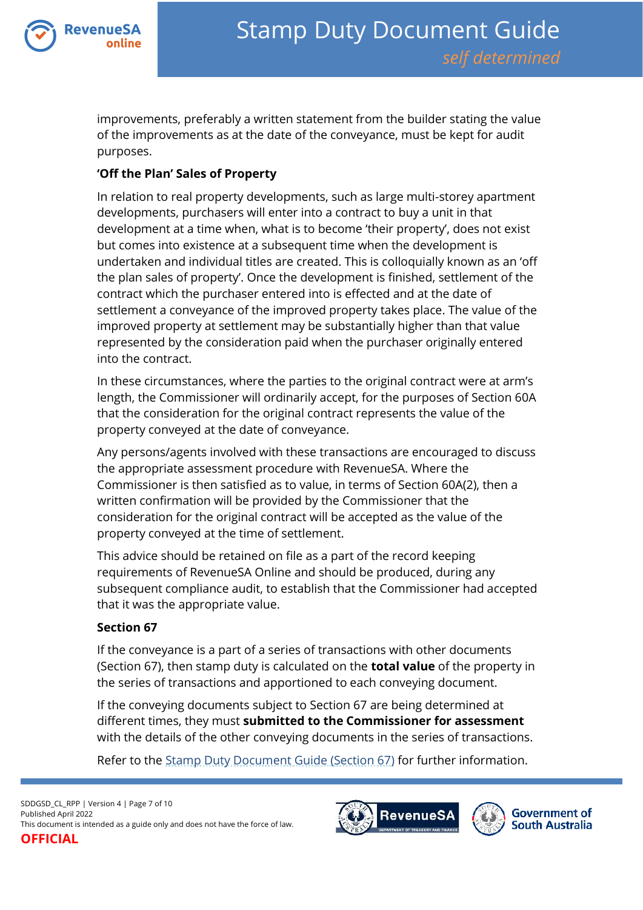improvements, preferably a written statement from the builder stating the value of the improvements as at the date of the conveyance, must be kept for audit purposes.

**'Off the Plan' Sales of Property**

In relation to real property developments, such as large multi-storey apartment developments, purchasers will enter into a contract to buy a unit in that development at a time when, what is to become 'their property', does not exist but comes into existence at a subsequent time when the development is undertaken and individual titles are created. This is colloquially known as an 'off the plan sales of property'. Once the development is finished, settlement of the contract which the purchaser entered into is effected and at the date of settlement a conveyance of the improved property takes place. The value of the improved property at settlement may be substantially higher than that value represented by the consideration paid when the purchaser originally entered into the contract.

In these circumstances, where the parties to the original contract were at arm's length, the Commissioner will ordinarily accept, for the purposes of Section 60A that the consideration for the original contract represents the value of the property conveyed at the date of conveyance.

Any persons/agents involved with these transactions are encouraged to discuss the appropriate assessment procedure with RevenueSA. Where the Commissioner is then satisfied as to value, in terms of Section 60A(2), then a written confirmation will be provided by the Commissioner that the consideration for the original contract will be accepted as the value of the property conveyed at the time of settlement.

This advice should be retained on file as a part of the record keeping requirements of RevenueSA Online and should be produced, during any subsequent compliance audit, to establish that the Commissioner had accepted that it was the appropriate value.

**Section 67**

If the conveyance is a part of a series of transactions with other documents (Section 67), then stamp duty is calculated on the **total value** of the property in the series of transactions and apportioned to each conveying document.

If the conveying documents subject to Section 67 are being determined at different times, they must **submitted to the Commissioner for assessment** with the details of the other conveying documents in the series of transactions.

Refer to the Stamp Duty Document Guide (Section 67) for further information.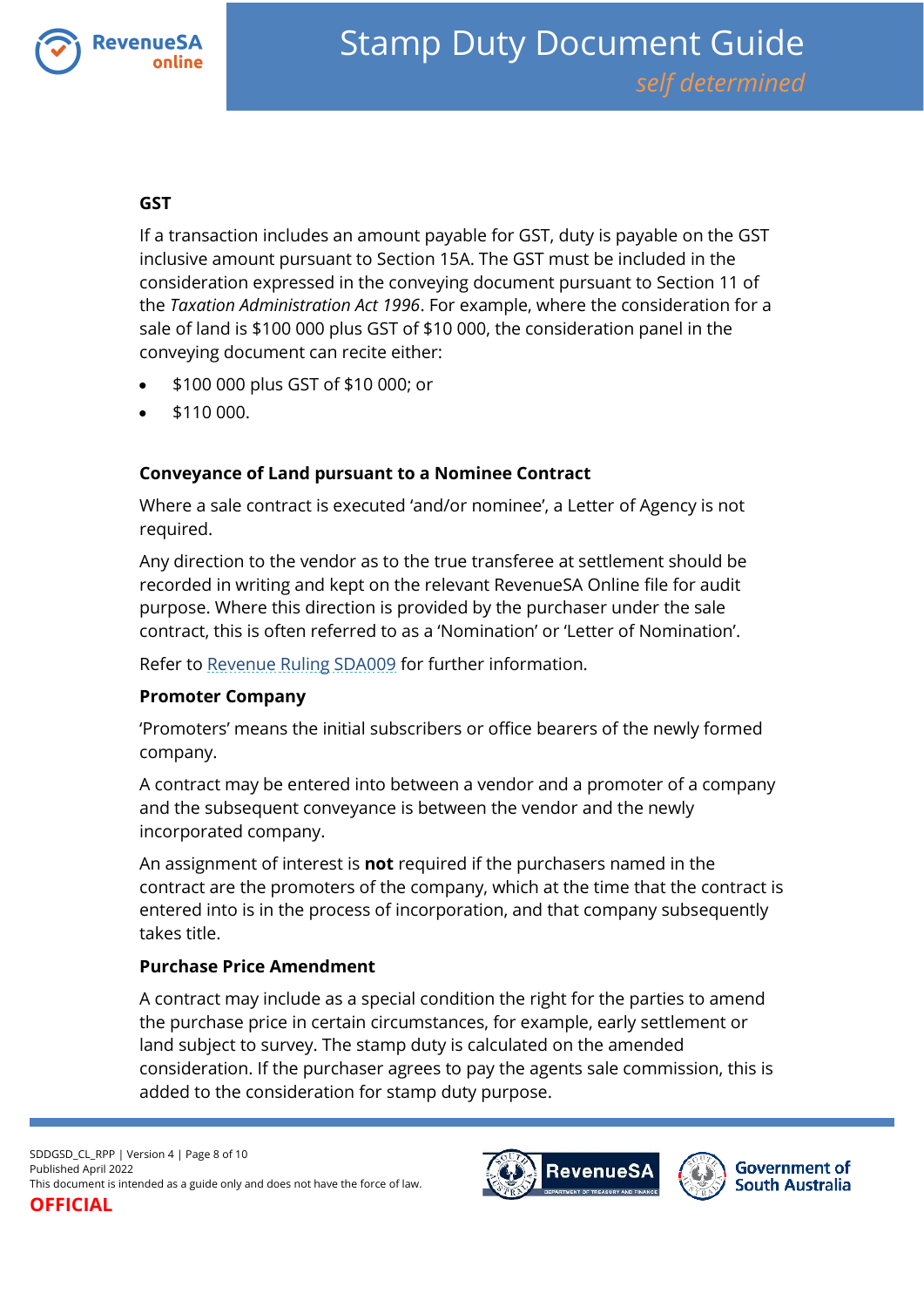### GST

If a transaction includes an amount payable for GST, duty is payable on the GST inclusive amount pursuant to Section 15A. The GST must be included in the consideration expressed in the conveying document pursuant to Section 11 of the *Taxation Administration Act 1996*. For example, where the consideration for a sale of land is $100 000 plus GST of $10 000, the consideration panel in the conveying document can recite either:

- $100 000 plus GST of $10 000; or
- $110 000.

### Conveyance of Land pursuant to a Nominee Contract

Where a sale contract is executed 'and/or nominee', a Letter of Agency is not required.

Any direction to the vendor as to the true transferee at settlement should be recorded in writing and kept on the relevant RevenueSA Online file for audit purpose. Where this direction is provided by the purchaser under the sale contract, this is often referred to as a 'Nomination' or 'Letter of Nomination'.

Refer to Revenue Ruling SDA009 for further information.

### Promoter Company

'Promoters' means the initial subscribers or office bearers of the newly formed company.

A contract may be entered into between a vendor and a promoter of a company and the subsequent conveyance is between the vendor and the newly incorporated company.

An assignment of interest is **not** required if the purchasers named in the contract are the promoters of the company, which at the time that the contract is entered into is in the process of incorporation, and that company subsequently takes title.

### Purchase Price Amendment

A contract may include as a special condition the right for the parties to amend the purchase price in certain circumstances, for example, early settlement or land subject to survey. The stamp duty is calculated on the amended consideration. If the purchaser agrees to pay the agents sale commission, this is added to the consideration for stamp duty purpose.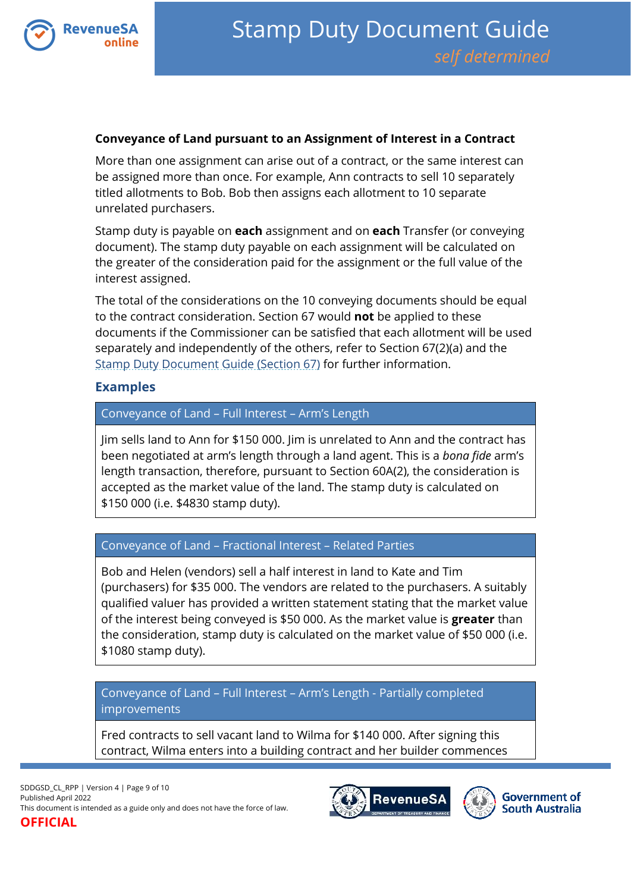**Conveyance of Land pursuant to an Assignment of Interest in a Contract**

More than one assignment can arise out of a contract, or the same interest can be assigned more than once. For example, Ann contracts to sell 10 separately titled allotments to Bob. Bob then assigns each allotment to 10 separate unrelated purchasers.

Stamp duty is payable on **each** assignment and on **each** Transfer (or conveying document). The stamp duty payable on each assignment will be calculated on the greater of the consideration paid for the assignment or the full value of the interest assigned.

The total of the considerations on the 10 conveying documents should be equal to the contract consideration. Section 67 would **not** be applied to these documents if the Commissioner can be satisfied that each allotment will be used separately and independently of the others, refer to Section 67(2)(a) and the Stamp Duty Document Guide (Section 67) for further information.

## Examples

**Conveyance of Land – Full Interest – Arm's Length**

Jim sells land to Ann for $150 000. Jim is unrelated to Ann and the contract has been negotiated at arm's length through a land agent. This is a *bona fide* arm's length transaction, therefore, pursuant to Section 60A(2), the consideration is accepted as the market value of the land. The stamp duty is calculated on $150 000 (i.e. $4830 stamp duty).

**Conveyance of Land – Fractional Interest – Related Parties**

Bob and Helen (vendors) sell a half interest in land to Kate and Tim (purchasers) for $35 000. The vendors are related to the purchasers. A suitably qualified valuer has provided a written statement stating that the market value of the interest being conveyed is $50 000. As the market value is **greater** than the consideration, stamp duty is calculated on the market value of $50 000 (i.e. $1080 stamp duty).

**Conveyance of Land – Full Interest – Arm's Length - Partially completed improvements**

Fred contracts to sell vacant land to Wilma for $140 000. After signing this contract, Wilma enters into a building contract and her builder commences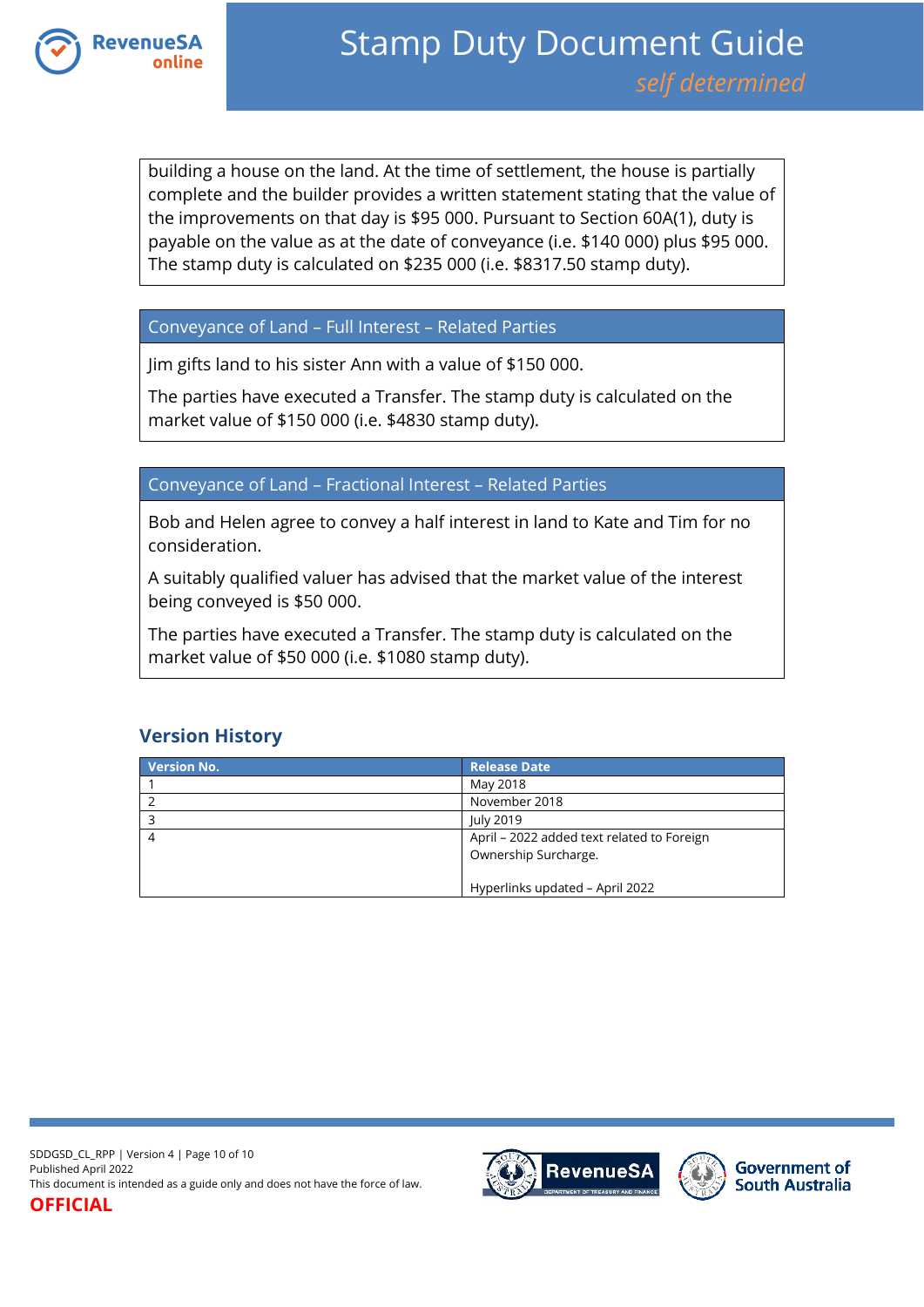building a house on the land. At the time of settlement, the house is partially complete and the builder provides a written statement stating that the value of the improvements on that day is $95 000. Pursuant to Section 60A(1), duty is payable on the value as at the date of conveyance (i.e. $140 000) plus $95 000. The stamp duty is calculated on $235 000 (i.e. $8317.50 stamp duty).

### Conveyance of Land – Full Interest – Related Parties

Jim gifts land to his sister Ann with a value of $150 000.

The parties have executed a Transfer. The stamp duty is calculated on the market value of $150 000 (i.e. $4830 stamp duty).

### Conveyance of Land – Fractional Interest – Related Parties

Bob and Helen agree to convey a half interest in land to Kate and Tim for no consideration.

A suitably qualified valuer has advised that the market value of the interest being conveyed is $50 000.

The parties have executed a Transfer. The stamp duty is calculated on the market value of $50 000 (i.e. $1080 stamp duty).

## Version History

| Version No. | Release Date |
|---|---|
| 1 | May 2018 |
| 2 | November 2018 |
| 3 | July 2019 |
| 4 | April – 2022 added text related to Foreign Ownership Surcharge.<br><br>Hyperlinks updated – April 2022 |

SDDGSD_CL_RPP | Version 4

Published April 2022

This document is intended as a guide only and does not have the force of law.

**OFFICIAL**